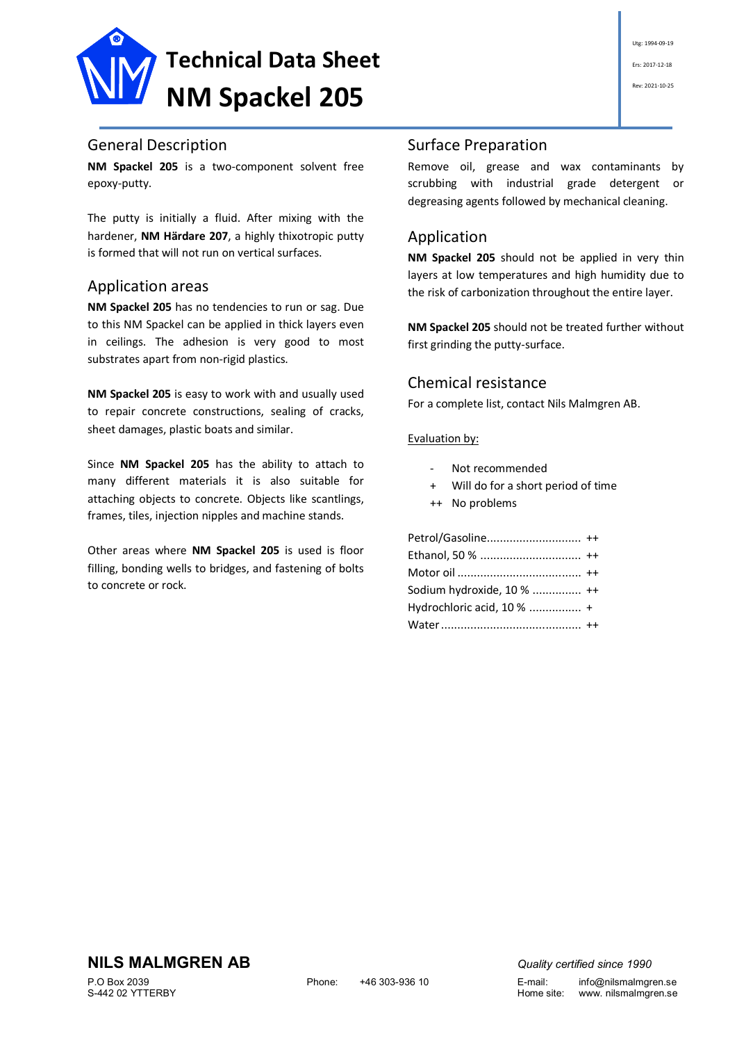# Technical Data Sheet
# NM Spackel 205

Utg: 1994-09-19

Ers: 2017-12-18

Rev: 2021-10-25

## General Description

**NM Spackel 205** is a two-component solvent free epoxy-putty.

The putty is initially a fluid. After mixing with the hardener, **NM Härdare 207**, a highly thixotropic putty is formed that will not run on vertical surfaces.

## Application areas

**NM Spackel 205** has no tendencies to run or sag. Due to this NM Spackel can be applied in thick layers even in ceilings. The adhesion is very good to most substrates apart from non-rigid plastics.

**NM Spackel 205** is easy to work with and usually used to repair concrete constructions, sealing of cracks, sheet damages, plastic boats and similar.

Since **NM Spackel 205** has the ability to attach to many different materials it is also suitable for attaching objects to concrete. Objects like scantlings, frames, tiles, injection nipples and machine stands.

Other areas where **NM Spackel 205** is used is floor filling, bonding wells to bridges, and fastening of bolts to concrete or rock.

## Surface Preparation

Remove oil, grease and wax contaminants by scrubbing with industrial grade detergent or degreasing agents followed by mechanical cleaning.

## Application

**NM Spackel 205** should not be applied in very thin layers at low temperatures and high humidity due to the risk of carbonization throughout the entire layer.

**NM Spackel 205** should not be treated further without first grinding the putty-surface.

## Chemical resistance

For a complete list, contact Nils Malmgren AB.

Evaluation by:

- \- Not recommended
- \+ Will do for a short period of time
- ++ No problems

Petrol/Gasoline............................ ++
Ethanol, 50 % .............................. ++
Motor oil ..................................... ++
Sodium hydroxide, 10 % ............... ++
Hydrochloric acid, 10 % ................ +
Water.......................................... ++

**NILS MALMGREN AB**

P.O Box 2039
S-442 02 YTTERBY

Phone: +46 303-936 10

*Quality certified since 1990*

E-mail: info@nilsmalmgren.se
Home site: www. nilsmalmgren.se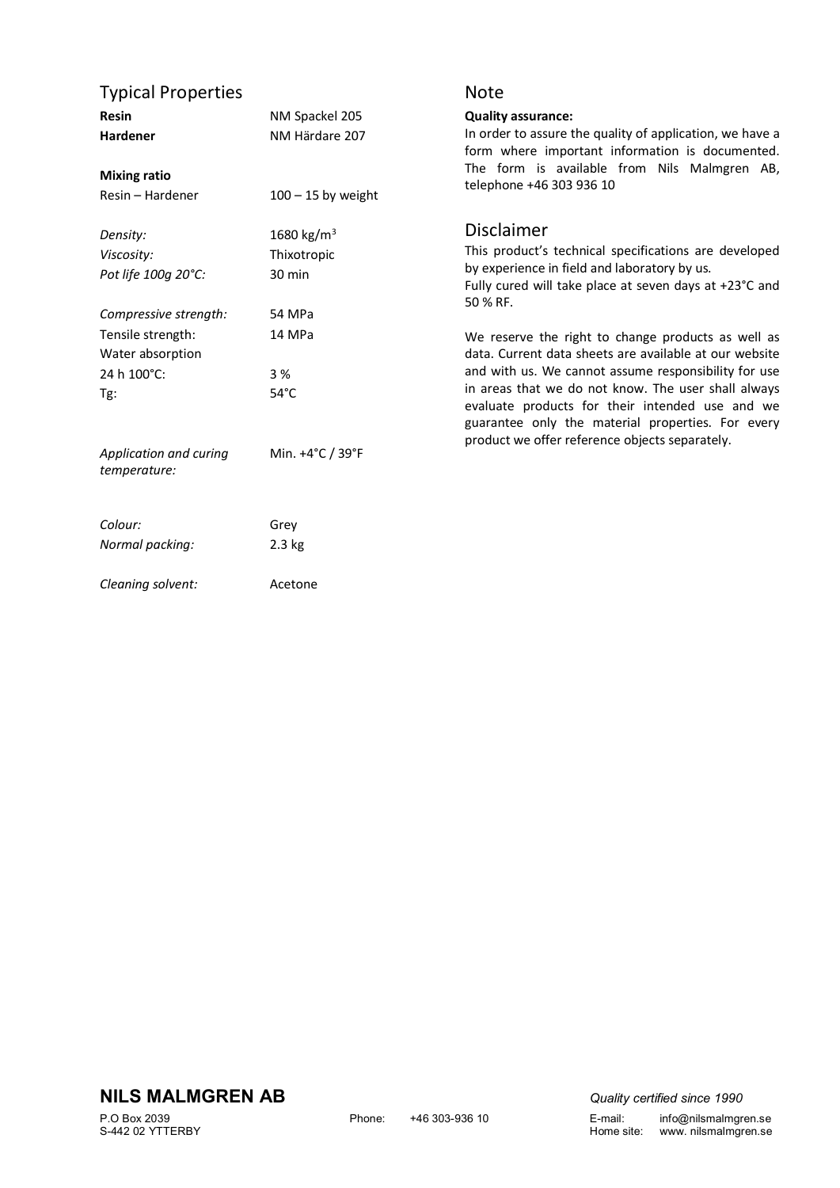## Typical Properties

| | |
|---|---|
| **Resin** | NM Spackel 205 |
| **Hardener** | NM Härdare 207 |
| **Mixing ratio** | |
| Resin – Hardener | 100 – 15 by weight |
| *Density:* | 1680 kg/m$^3$ |
| *Viscosity:* | Thixotropic |
| *Pot life 100g 20°C:* | 30 min |
| *Compressive strength:* | 54 MPa |
| Tensile strength: | 14 MPa |
| Water absorption 24 h 100°C: | 3 % |
| Tg: | 54°C |
| *Application and curing temperature:* | Min. +4°C / 39°F |
| *Colour:* | Grey |
| *Normal packing:* | 2.3 kg |
| *Cleaning solvent:* | Acetone |

## Note

**Quality assurance:**
In order to assure the quality of application, we have a form where important information is documented. The form is available from Nils Malmgren AB, telephone +46 303 936 10

## Disclaimer

This product's technical specifications are developed by experience in field and laboratory by us.
Fully cured will take place at seven days at +23°C and 50 % RF.

We reserve the right to change products as well as data. Current data sheets are available at our website and with us. We cannot assume responsibility for use in areas that we do not know. The user shall always evaluate products for their intended use and we guarantee only the material properties. For every product we offer reference objects separately.

**NILS MALMGREN AB**

*Quality certified since 1990*

P.O Box 2039
S-442 02 YTTERBY

Phone: +46 303-936 10

E-mail: info@nilsmalmgren.se
Home site: www. nilsmalmgren.se